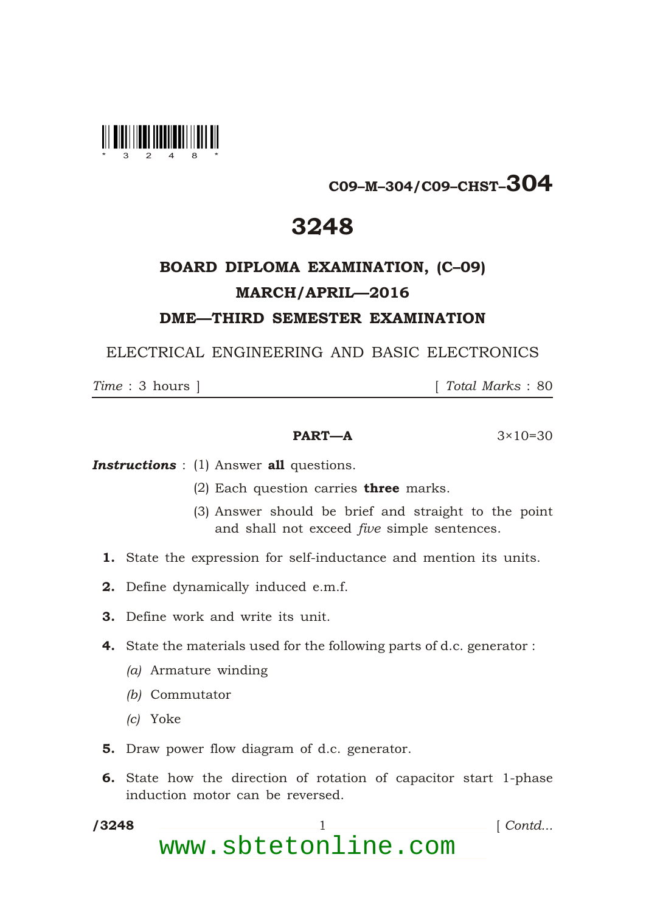C09–M–304/C09–CHST–304

# 3248

## BOARD DIPLOMA EXAMINATION, (C–09)

## MARCH/APRIL—2016

## DME—THIRD SEMESTER EXAMINATION

ELECTRICAL ENGINEERING AND BASIC ELECTRONICS

*Time* : 3 hours ] [ *Total Marks* : 80

---

### PART—A

3×10=30

***Instructions*** : (1) Answer **all** questions.

(2) Each question carries **three** marks.

(3) Answer should be brief and straight to the point and shall not exceed *five* simple sentences.

**1.** State the expression for self-inductance and mention its units.

**2.** Define dynamically induced e.m.f.

**3.** Define work and write its unit.

**4.** State the materials used for the following parts of d.c. generator :

*(a)* Armature winding

*(b)* Commutator

*(c)* Yoke

**5.** Draw power flow diagram of d.c. generator.

**6.** State how the direction of rotation of capacitor start 1-phase induction motor can be reversed.

www.sbtetonline.com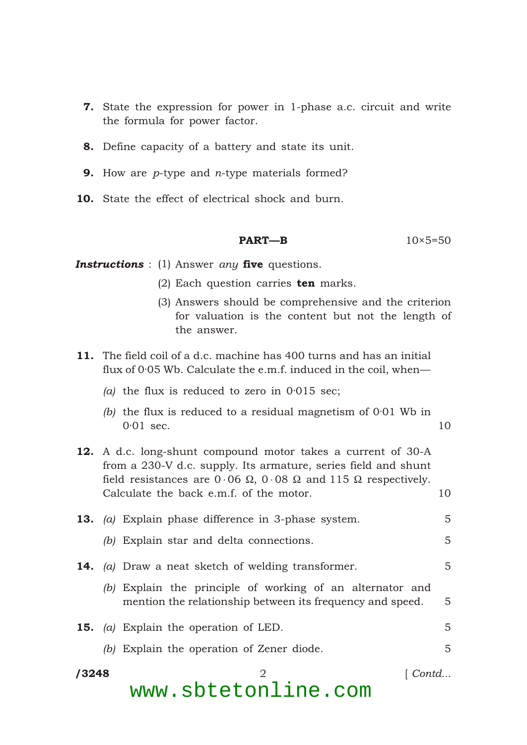**7.** State the expression for power in 1-phase a.c. circuit and write the formula for power factor.

**8.** Define capacity of a battery and state its unit.

**9.** How are *p*-type and *n*-type materials formed?

**10.** State the effect of electrical shock and burn.

## PART—B

10×5=50

***Instructions*** : (1) Answer *any* **five** questions.

(2) Each question carries **ten** marks.

(3) Answers should be comprehensive and the criterion for valuation is the content but not the length of the answer.

**11.** The field coil of a d.c. machine has 400 turns and has an initial flux of 0·05 Wb. Calculate the e.m.f. induced in the coil, when—

*(a)* the flux is reduced to zero in 0·015 sec;

*(b)* the flux is reduced to a residual magnetism of 0·01 Wb in 0·01 sec. 10

**12.** A d.c. long-shunt compound motor takes a current of 30-A from a 230-V d.c. supply. Its armature, series field and shunt field resistances are $0 \cdot 06\ \Omega$, $0 \cdot 08\ \Omega$ and $115\ \Omega$ respectively. Calculate the back e.m.f. of the motor. 10

**13.** *(a)* Explain phase difference in 3-phase system. 5

*(b)* Explain star and delta connections. 5

**14.** *(a)* Draw a neat sketch of welding transformer. 5

*(b)* Explain the principle of working of an alternator and mention the relationship between its frequency and speed. 5

**15.** *(a)* Explain the operation of LED. 5

*(b)* Explain the operation of Zener diode. 5

/3248 [ *Contd...*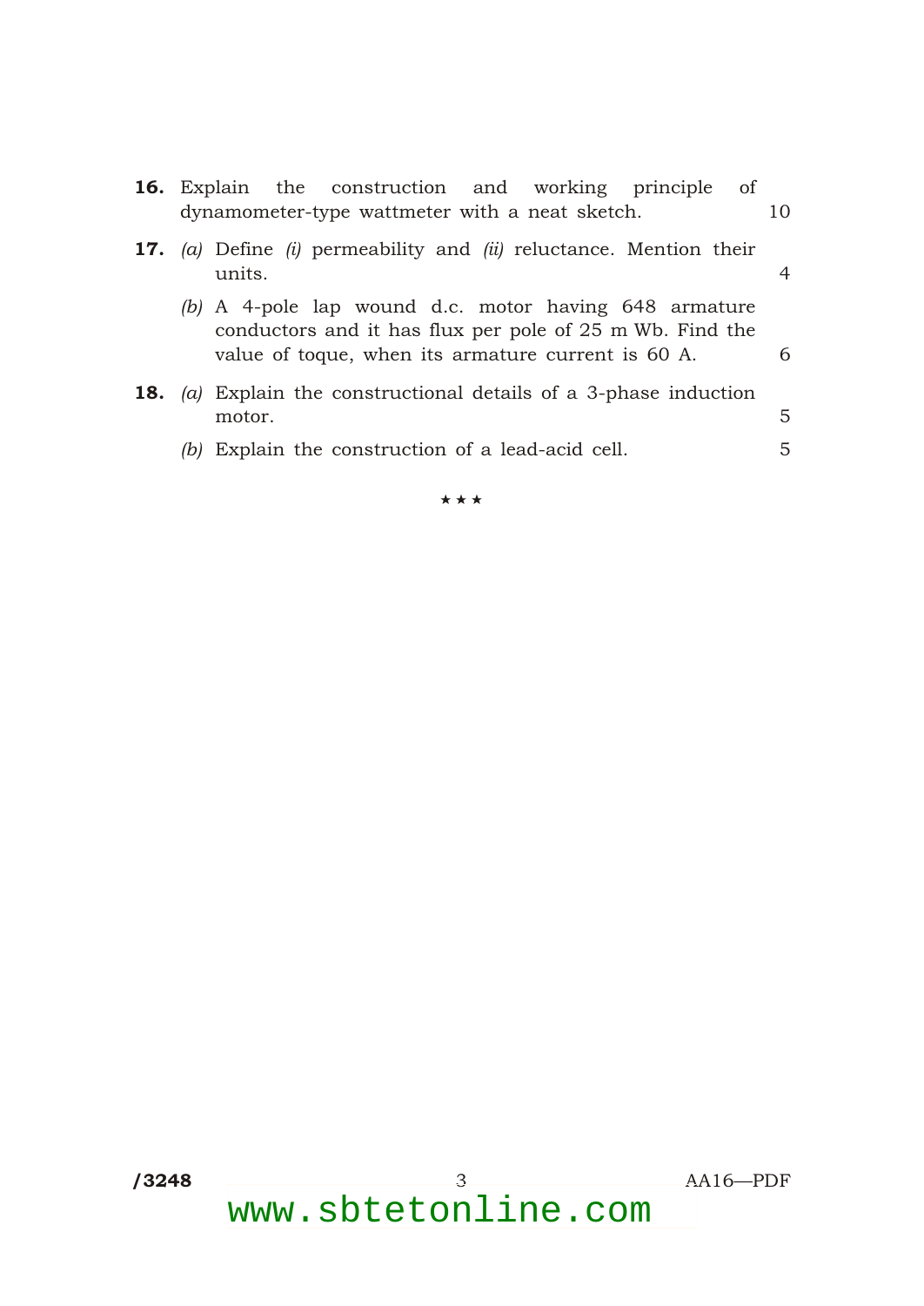**16.** Explain the construction and working principle of dynamometer-type wattmeter with a neat sketch. 10

**17.** *(a)* Define *(i)* permeability and *(ii)* reluctance. Mention their units. 4

*(b)* A 4-pole lap wound d.c. motor having 648 armature conductors and it has flux per pole of 25 m Wb. Find the value of toque, when its armature current is 60 A. 6

**18.** *(a)* Explain the constructional details of a 3-phase induction motor. 5

*(b)* Explain the construction of a lead-acid cell. 5

★ ★ ★